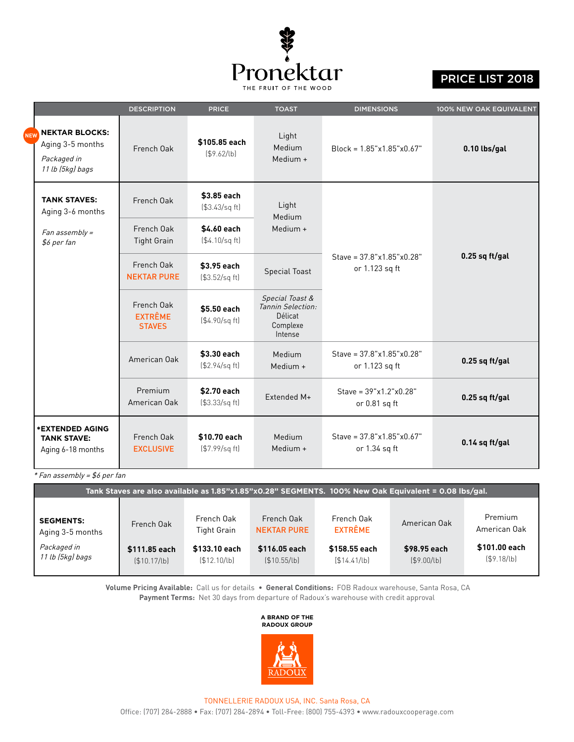# Pronektar

THE FRUIT OF THE WOOD

## PRICE LIST 2018

| | DESCRIPTION | PRICE | TOAST | DIMENSIONS | 100% NEW OAK EQUIVALENT |
|---|---|---|---|---|---|
| NEW **NEKTAR BLOCKS:** Aging 3-5 months *Packaged in 11 lb (5kg) bags* | French Oak | **$105.85 each** ($9.62/lb) | Light Medium Medium + | Block = 1.85"x1.85"x0.67" | **0.10 lbs/gal** |
| **TANK STAVES:** Aging 3-6 months *Fan assembly = $6 per fan* | French Oak | **$3.85 each** ($3.43/sq ft) | Light Medium Medium + | Stave = 37.8"x1.85"x0.28" or 1.123 sq ft | **0.25 sq ft/gal** |
| | French Oak Tight Grain | **$4.60 each** ($4.10/sq ft) | | | |
| | French Oak NEKTAR PURE | **$3.95 each** ($3.52/sq ft) | Special Toast | | |
| | French Oak EXTRÊME STAVES | **$5.50 each** ($4.90/sq ft) | *Special Toast & Tannin Selection:* Délicat Complexe Intense | | |
| | American Oak | **$3.30 each** ($2.94/sq ft) | Medium Medium + | Stave = 37.8"x1.85"x0.28" or 1.123 sq ft | **0.25 sq ft/gal** |
| | Premium American Oak | **$2.70 each** ($3.33/sq ft) | Extended M+ | Stave = 39"x1.2"x0.28" or 0.81 sq ft | **0.25 sq ft/gal** |
| **\*EXTENDED AGING TANK STAVE:** Aging 6-18 months | French Oak EXCLUSIVE | **$10.70 each** ($7.99/sq ft) | Medium Medium + | Stave = 37.8"x1.85"x0.67" or 1.34 sq ft | **0.14 sq ft/gal** |

*\* Fan assembly = $6 per fan*

**Tank Staves are also available as 1.85"x1.85"x0.28" SEGMENTS. 100% New Oak Equivalent = 0.08 lbs/gal.**

| | French Oak | French Oak Tight Grain | French Oak NEKTAR PURE | French Oak EXTRÊME | American Oak | Premium American Oak |
|---|---|---|---|---|---|---|
| **SEGMENTS:** Aging 3-5 months *Packaged in 11 lb (5kg) bags* | **$111.85 each** ($10.17/lb) | **$133.10 each** ($12.10/lb) | **$116.05 each** ($10.55/lb) | **$158.55 each** ($14.41/lb) | **$98.95 each** ($9.00/lb) | **$101.00 each** ($9.18/lb) |

**Volume Pricing Available:** Call us for details • **General Conditions:** FOB Radoux warehouse, Santa Rosa, CA
**Payment Terms:** Net 30 days from departure of Radoux's warehouse with credit approval

**A BRAND OF THE RADOUX GROUP**

RADOUX

TONNELLERIE RADOUX USA, INC. Santa Rosa, CA
Office: (707) 284-2888 • Fax: (707) 284-2894 • Toll-Free: (800) 755-4393 • www.radouxcooperage.com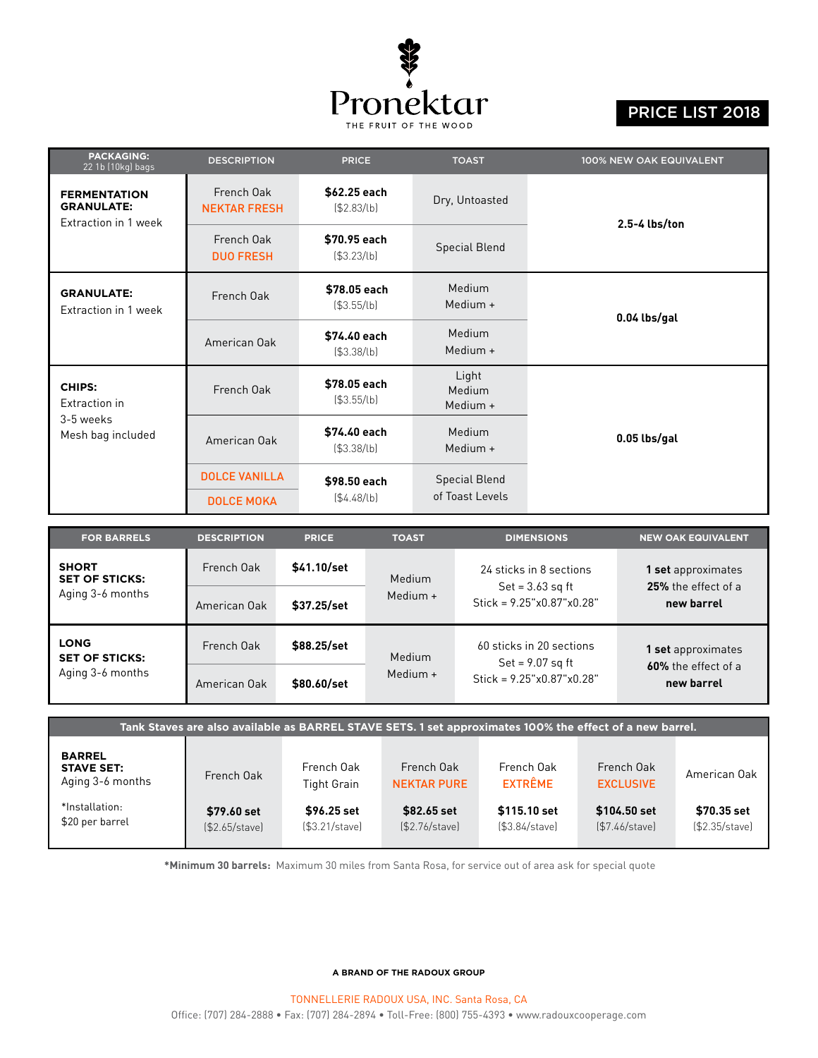# Pronektar

THE FRUIT OF THE WOOD

**PRICE LIST 2018**

| PACKAGING: 22 1b (10kg) bags | DESCRIPTION | PRICE | TOAST | 100% NEW OAK EQUIVALENT |
|---|---|---|---|---|
| **FERMENTATION GRANULATE:** Extraction in 1 week | French Oak NEKTAR FRESH | **$62.25 each** ($2.83/lb) | Dry, Untoasted | **2.5-4 lbs/ton** |
| | French Oak DUO FRESH | **$70.95 each** ($3.23/lb) | Special Blend | |
| **GRANULATE:** Extraction in 1 week | French Oak | **$78.05 each** ($3.55/lb) | Medium Medium + | **0.04 lbs/gal** |
| | American Oak | **$74.40 each** ($3.38/lb) | Medium Medium + | |
| **CHIPS:** Extraction in 3-5 weeks Mesh bag included | French Oak | **$78.05 each** ($3.55/lb) | Light Medium Medium + | **0.05 lbs/gal** |
| | American Oak | **$74.40 each** ($3.38/lb) | Medium Medium + | |
| | DOLCE VANILLA DOLCE MOKA | **$98.50 each** ($4.48/lb) | Special Blend of Toast Levels | |

| FOR BARRELS | DESCRIPTION | PRICE | TOAST | DIMENSIONS | NEW OAK EQUIVALENT |
|---|---|---|---|---|---|
| **SHORT SET OF STICKS:** Aging 3-6 months | French Oak | **$41.10/set** | Medium Medium + | 24 sticks in 8 sections Set = 3.63 sq ft Stick = 9.25"x0.87"x0.28" | **1 set** approximates **25%** the effect of a **new barrel** |
| | American Oak | **$37.25/set** | | | |
| **LONG SET OF STICKS:** Aging 3-6 months | French Oak | **$88.25/set** | Medium Medium + | 60 sticks in 20 sections Set = 9.07 sq ft Stick = 9.25"x0.87"x0.28" | **1 set** approximates **60%** the effect of a **new barrel** |
| | American Oak | **$80.60/set** | | | |

**Tank Staves are also available as BARREL STAVE SETS. 1 set approximates 100% the effect of a new barrel.**

| | | | | | | |
|---|---|---|---|---|---|---|
| **BARREL STAVE SET:** Aging 3-6 months<br>*Installation: $20 per barrel | French Oak | French Oak Tight Grain | French Oak NEKTAR PURE | French Oak EXTRÊME | French Oak EXCLUSIVE | American Oak |
| | **$79.60 set** ($2.65/stave) | **$96.25 set** ($3.21/stave) | **$82.65 set** ($2.76/stave) | **$115.10 set** ($3.84/stave) | **$104.50 set** ($7.46/stave) | **$70.35 set** ($2.35/stave) |

**\*Minimum 30 barrels:** Maximum 30 miles from Santa Rosa, for service out of area ask for special quote

**A BRAND OF THE RADOUX GROUP**

TONNELLERIE RADOUX USA, INC. Santa Rosa, CA

Office: (707) 284-2888 • Fax: (707) 284-2894 • Toll-Free: (800) 755-4393 • www.radouxcooperage.com